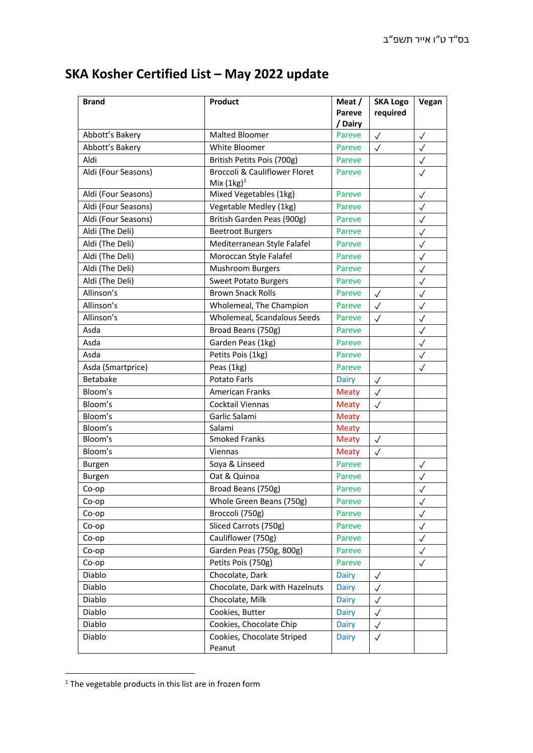בס"ד ט"ו אייר תשפ"ב

# SKA Kosher Certified List – May 2022 update

| Brand | Product | Meat / Pareve / Dairy | SKA Logo required | Vegan |
|---|---|---|---|---|
| Abbott's Bakery | Malted Bloomer | Pareve | ✓ | ✓ |
| Abbott's Bakery | White Bloomer | Pareve | ✓ | ✓ |
| Aldi | British Petits Pois (700g) | Pareve | | ✓ |
| Aldi (Four Seasons) | Broccoli & Cauliflower Floret Mix (1kg)[1] | Pareve | | ✓ |
| Aldi (Four Seasons) | Mixed Vegetables (1kg) | Pareve | | ✓ |
| Aldi (Four Seasons) | Vegetable Medley (1kg) | Pareve | | ✓ |
| Aldi (Four Seasons) | British Garden Peas (900g) | Pareve | | ✓ |
| Aldi (The Deli) | Beetroot Burgers | Pareve | | ✓ |
| Aldi (The Deli) | Mediterranean Style Falafel | Pareve | | ✓ |
| Aldi (The Deli) | Moroccan Style Falafel | Pareve | | ✓ |
| Aldi (The Deli) | Mushroom Burgers | Pareve | | ✓ |
| Aldi (The Deli) | Sweet Potato Burgers | Pareve | | ✓ |
| Allinson's | Brown Snack Rolls | Pareve | ✓ | ✓ |
| Allinson's | Wholemeal, The Champion | Pareve | ✓ | ✓ |
| Allinson's | Wholemeal, Scandalous Seeds | Pareve | ✓ | ✓ |
| Asda | Broad Beans (750g) | Pareve | | ✓ |
| Asda | Garden Peas (1kg) | Pareve | | ✓ |
| Asda | Petits Pois (1kg) | Pareve | | ✓ |
| Asda (Smartprice) | Peas (1kg) | Pareve | | ✓ |
| Betabake | Potato Farls | Dairy | ✓ | |
| Bloom's | American Franks | Meaty | ✓ | |
| Bloom's | Cocktail Viennas | Meaty | ✓ | |
| Bloom's | Garlic Salami | Meaty | | |
| Bloom's | Salami | Meaty | | |
| Bloom's | Smoked Franks | Meaty | ✓ | |
| Bloom's | Viennas | Meaty | ✓ | |
| Burgen | Soya & Linseed | Pareve | | ✓ |
| Burgen | Oat & Quinoa | Pareve | | ✓ |
| Co-op | Broad Beans (750g) | Pareve | | ✓ |
| Co-op | Whole Green Beans (750g) | Pareve | | ✓ |
| Co-op | Broccoli (750g) | Pareve | | ✓ |
| Co-op | Sliced Carrots (750g) | Pareve | | ✓ |
| Co-op | Cauliflower (750g) | Pareve | | ✓ |
| Co-op | Garden Peas (750g, 800g) | Pareve | | ✓ |
| Co-op | Petits Pois (750g) | Pareve | | ✓ |
| Diablo | Chocolate, Dark | Dairy | ✓ | |
| Diablo | Chocolate, Dark with Hazelnuts | Dairy | ✓ | |
| Diablo | Chocolate, Milk | Dairy | ✓ | |
| Diablo | Cookies, Butter | Dairy | ✓ | |
| Diablo | Cookies, Chocolate Chip | Dairy | ✓ | |
| Diablo | Cookies, Chocolate Striped Peanut | Dairy | ✓ | |

[1] The vegetable products in this list are in frozen form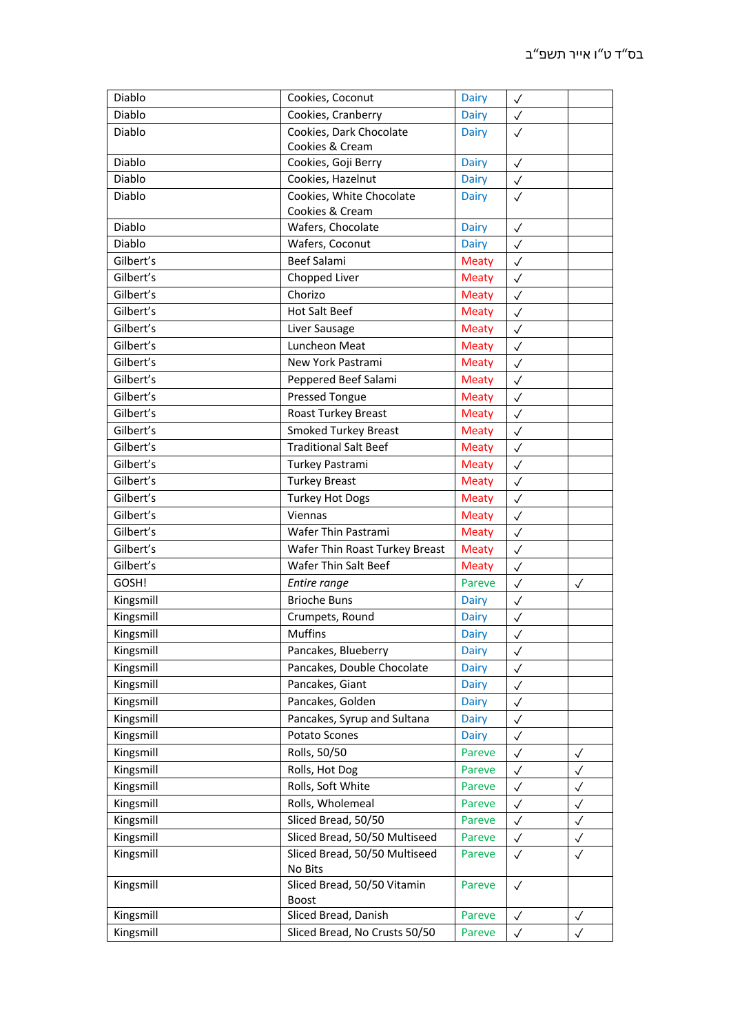| | | | | |
|---|---|---|---|---|
| Diablo | Cookies, Coconut | Dairy | ✓ | |
| Diablo | Cookies, Cranberry | Dairy | ✓ | |
| Diablo | Cookies, Dark Chocolate Cookies & Cream | Dairy | ✓ | |
| Diablo | Cookies, Goji Berry | Dairy | ✓ | |
| Diablo | Cookies, Hazelnut | Dairy | ✓ | |
| Diablo | Cookies, White Chocolate Cookies & Cream | Dairy | ✓ | |
| Diablo | Wafers, Chocolate | Dairy | ✓ | |
| Diablo | Wafers, Coconut | Dairy | ✓ | |
| Gilbert’s | Beef Salami | Meaty | ✓ | |
| Gilbert’s | Chopped Liver | Meaty | ✓ | |
| Gilbert’s | Chorizo | Meaty | ✓ | |
| Gilbert’s | Hot Salt Beef | Meaty | ✓ | |
| Gilbert’s | Liver Sausage | Meaty | ✓ | |
| Gilbert’s | Luncheon Meat | Meaty | ✓ | |
| Gilbert’s | New York Pastrami | Meaty | ✓ | |
| Gilbert’s | Peppered Beef Salami | Meaty | ✓ | |
| Gilbert’s | Pressed Tongue | Meaty | ✓ | |
| Gilbert’s | Roast Turkey Breast | Meaty | ✓ | |
| Gilbert’s | Smoked Turkey Breast | Meaty | ✓ | |
| Gilbert’s | Traditional Salt Beef | Meaty | ✓ | |
| Gilbert’s | Turkey Pastrami | Meaty | ✓ | |
| Gilbert’s | Turkey Breast | Meaty | ✓ | |
| Gilbert’s | Turkey Hot Dogs | Meaty | ✓ | |
| Gilbert’s | Viennas | Meaty | ✓ | |
| Gilbert’s | Wafer Thin Pastrami | Meaty | ✓ | |
| Gilbert’s | Wafer Thin Roast Turkey Breast | Meaty | ✓ | |
| Gilbert’s | Wafer Thin Salt Beef | Meaty | ✓ | |
| GOSH! | *Entire range* | Pareve | ✓ | ✓ |
| Kingsmill | Brioche Buns | Dairy | ✓ | |
| Kingsmill | Crumpets, Round | Dairy | ✓ | |
| Kingsmill | Muffins | Dairy | ✓ | |
| Kingsmill | Pancakes, Blueberry | Dairy | ✓ | |
| Kingsmill | Pancakes, Double Chocolate | Dairy | ✓ | |
| Kingsmill | Pancakes, Giant | Dairy | ✓ | |
| Kingsmill | Pancakes, Golden | Dairy | ✓ | |
| Kingsmill | Pancakes, Syrup and Sultana | Dairy | ✓ | |
| Kingsmill | Potato Scones | Dairy | ✓ | |
| Kingsmill | Rolls, 50/50 | Pareve | ✓ | ✓ |
| Kingsmill | Rolls, Hot Dog | Pareve | ✓ | ✓ |
| Kingsmill | Rolls, Soft White | Pareve | ✓ | ✓ |
| Kingsmill | Rolls, Wholemeal | Pareve | ✓ | ✓ |
| Kingsmill | Sliced Bread, 50/50 | Pareve | ✓ | ✓ |
| Kingsmill | Sliced Bread, 50/50 Multiseed | Pareve | ✓ | ✓ |
| Kingsmill | Sliced Bread, 50/50 Multiseed No Bits | Pareve | ✓ | ✓ |
| Kingsmill | Sliced Bread, 50/50 Vitamin Boost | Pareve | ✓ | |
| Kingsmill | Sliced Bread, Danish | Pareve | ✓ | ✓ |
| Kingsmill | Sliced Bread, No Crusts 50/50 | Pareve | ✓ | ✓ |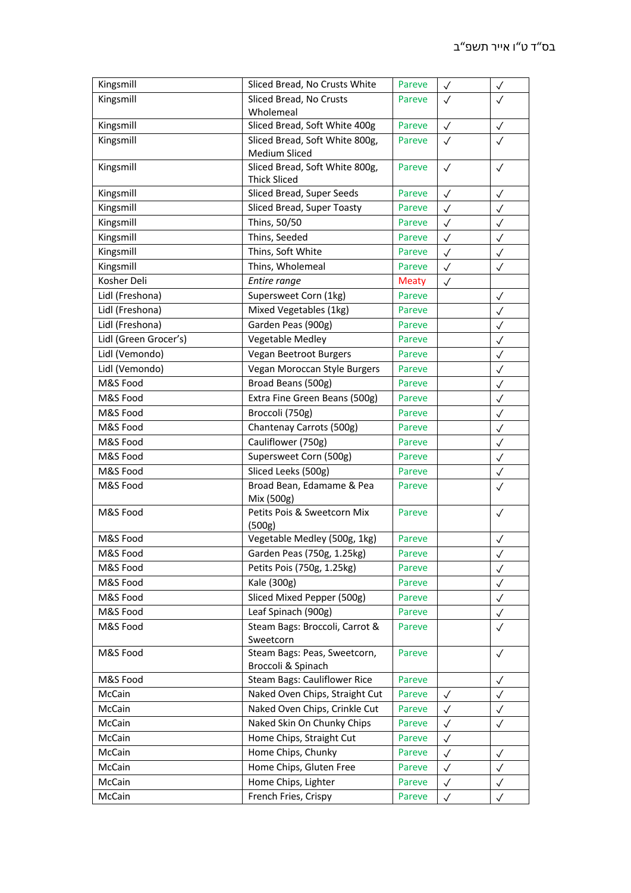| | | | | |
|---|---|---|---|---|
| Kingsmill | Sliced Bread, No Crusts White | Pareve | ✓ | ✓ |
| Kingsmill | Sliced Bread, No Crusts Wholemeal | Pareve | ✓ | ✓ |
| Kingsmill | Sliced Bread, Soft White 400g | Pareve | ✓ | ✓ |
| Kingsmill | Sliced Bread, Soft White 800g, Medium Sliced | Pareve | ✓ | ✓ |
| Kingsmill | Sliced Bread, Soft White 800g, Thick Sliced | Pareve | ✓ | ✓ |
| Kingsmill | Sliced Bread, Super Seeds | Pareve | ✓ | ✓ |
| Kingsmill | Sliced Bread, Super Toasty | Pareve | ✓ | ✓ |
| Kingsmill | Thins, 50/50 | Pareve | ✓ | ✓ |
| Kingsmill | Thins, Seeded | Pareve | ✓ | ✓ |
| Kingsmill | Thins, Soft White | Pareve | ✓ | ✓ |
| Kingsmill | Thins, Wholemeal | Pareve | ✓ | ✓ |
| Kosher Deli | *Entire range* | Meaty | ✓ | |
| Lidl (Freshona) | Supersweet Corn (1kg) | Pareve | | ✓ |
| Lidl (Freshona) | Mixed Vegetables (1kg) | Pareve | | ✓ |
| Lidl (Freshona) | Garden Peas (900g) | Pareve | | ✓ |
| Lidl (Green Grocer's) | Vegetable Medley | Pareve | | ✓ |
| Lidl (Vemondo) | Vegan Beetroot Burgers | Pareve | | ✓ |
| Lidl (Vemondo) | Vegan Moroccan Style Burgers | Pareve | | ✓ |
| M&S Food | Broad Beans (500g) | Pareve | | ✓ |
| M&S Food | Extra Fine Green Beans (500g) | Pareve | | ✓ |
| M&S Food | Broccoli (750g) | Pareve | | ✓ |
| M&S Food | Chantenay Carrots (500g) | Pareve | | ✓ |
| M&S Food | Cauliflower (750g) | Pareve | | ✓ |
| M&S Food | Supersweet Corn (500g) | Pareve | | ✓ |
| M&S Food | Sliced Leeks (500g) | Pareve | | ✓ |
| M&S Food | Broad Bean, Edamame & Pea Mix (500g) | Pareve | | ✓ |
| M&S Food | Petits Pois & Sweetcorn Mix (500g) | Pareve | | ✓ |
| M&S Food | Vegetable Medley (500g, 1kg) | Pareve | | ✓ |
| M&S Food | Garden Peas (750g, 1.25kg) | Pareve | | ✓ |
| M&S Food | Petits Pois (750g, 1.25kg) | Pareve | | ✓ |
| M&S Food | Kale (300g) | Pareve | | ✓ |
| M&S Food | Sliced Mixed Pepper (500g) | Pareve | | ✓ |
| M&S Food | Leaf Spinach (900g) | Pareve | | ✓ |
| M&S Food | Steam Bags: Broccoli, Carrot & Sweetcorn | Pareve | | ✓ |
| M&S Food | Steam Bags: Peas, Sweetcorn, Broccoli & Spinach | Pareve | | ✓ |
| M&S Food | Steam Bags: Cauliflower Rice | Pareve | | ✓ |
| McCain | Naked Oven Chips, Straight Cut | Pareve | ✓ | ✓ |
| McCain | Naked Oven Chips, Crinkle Cut | Pareve | ✓ | ✓ |
| McCain | Naked Skin On Chunky Chips | Pareve | ✓ | ✓ |
| McCain | Home Chips, Straight Cut | Pareve | ✓ | |
| McCain | Home Chips, Chunky | Pareve | ✓ | ✓ |
| McCain | Home Chips, Gluten Free | Pareve | ✓ | ✓ |
| McCain | Home Chips, Lighter | Pareve | ✓ | ✓ |
| McCain | French Fries, Crispy | Pareve | ✓ | ✓ |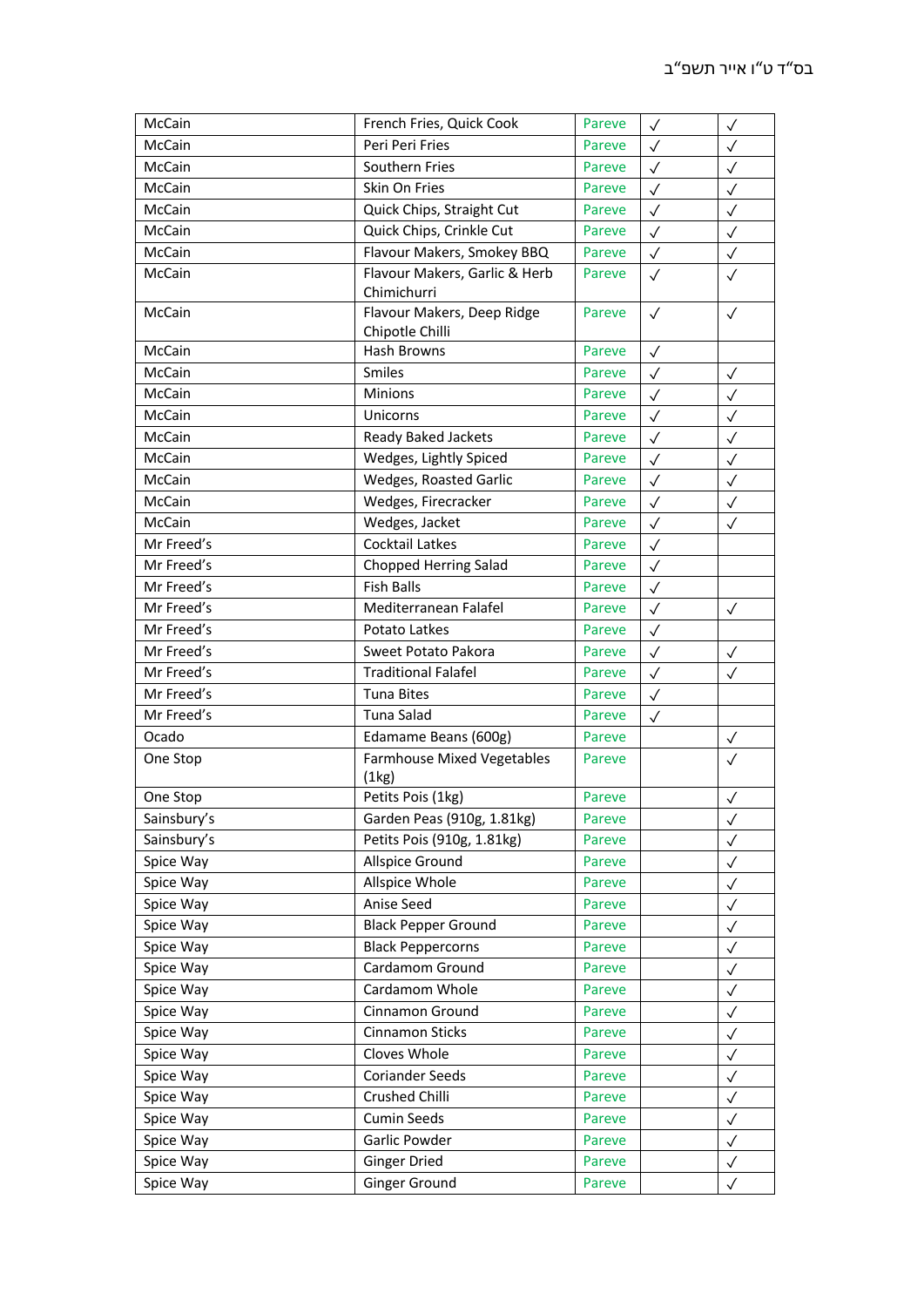| | | | | |
|---|---|---|---|---|
| McCain | French Fries, Quick Cook | Pareve | ✓ | ✓ |
| McCain | Peri Peri Fries | Pareve | ✓ | ✓ |
| McCain | Southern Fries | Pareve | ✓ | ✓ |
| McCain | Skin On Fries | Pareve | ✓ | ✓ |
| McCain | Quick Chips, Straight Cut | Pareve | ✓ | ✓ |
| McCain | Quick Chips, Crinkle Cut | Pareve | ✓ | ✓ |
| McCain | Flavour Makers, Smokey BBQ | Pareve | ✓ | ✓ |
| McCain | Flavour Makers, Garlic & Herb Chimichurri | Pareve | ✓ | ✓ |
| McCain | Flavour Makers, Deep Ridge Chipotle Chilli | Pareve | ✓ | ✓ |
| McCain | Hash Browns | Pareve | ✓ | |
| McCain | Smiles | Pareve | ✓ | ✓ |
| McCain | Minions | Pareve | ✓ | ✓ |
| McCain | Unicorns | Pareve | ✓ | ✓ |
| McCain | Ready Baked Jackets | Pareve | ✓ | ✓ |
| McCain | Wedges, Lightly Spiced | Pareve | ✓ | ✓ |
| McCain | Wedges, Roasted Garlic | Pareve | ✓ | ✓ |
| McCain | Wedges, Firecracker | Pareve | ✓ | ✓ |
| McCain | Wedges, Jacket | Pareve | ✓ | ✓ |
| Mr Freed's | Cocktail Latkes | Pareve | ✓ | |
| Mr Freed's | Chopped Herring Salad | Pareve | ✓ | |
| Mr Freed's | Fish Balls | Pareve | ✓ | |
| Mr Freed's | Mediterranean Falafel | Pareve | ✓ | ✓ |
| Mr Freed's | Potato Latkes | Pareve | ✓ | |
| Mr Freed's | Sweet Potato Pakora | Pareve | ✓ | ✓ |
| Mr Freed's | Traditional Falafel | Pareve | ✓ | ✓ |
| Mr Freed's | Tuna Bites | Pareve | ✓ | |
| Mr Freed's | Tuna Salad | Pareve | ✓ | |
| Ocado | Edamame Beans (600g) | Pareve | | ✓ |
| One Stop | Farmhouse Mixed Vegetables (1kg) | Pareve | | ✓ |
| One Stop | Petits Pois (1kg) | Pareve | | ✓ |
| Sainsbury's | Garden Peas (910g, 1.81kg) | Pareve | | ✓ |
| Sainsbury's | Petits Pois (910g, 1.81kg) | Pareve | | ✓ |
| Spice Way | Allspice Ground | Pareve | | ✓ |
| Spice Way | Allspice Whole | Pareve | | ✓ |
| Spice Way | Anise Seed | Pareve | | ✓ |
| Spice Way | Black Pepper Ground | Pareve | | ✓ |
| Spice Way | Black Peppercorns | Pareve | | ✓ |
| Spice Way | Cardamom Ground | Pareve | | ✓ |
| Spice Way | Cardamom Whole | Pareve | | ✓ |
| Spice Way | Cinnamon Ground | Pareve | | ✓ |
| Spice Way | Cinnamon Sticks | Pareve | | ✓ |
| Spice Way | Cloves Whole | Pareve | | ✓ |
| Spice Way | Coriander Seeds | Pareve | | ✓ |
| Spice Way | Crushed Chilli | Pareve | | ✓ |
| Spice Way | Cumin Seeds | Pareve | | ✓ |
| Spice Way | Garlic Powder | Pareve | | ✓ |
| Spice Way | Ginger Dried | Pareve | | ✓ |
| Spice Way | Ginger Ground | Pareve | | ✓ |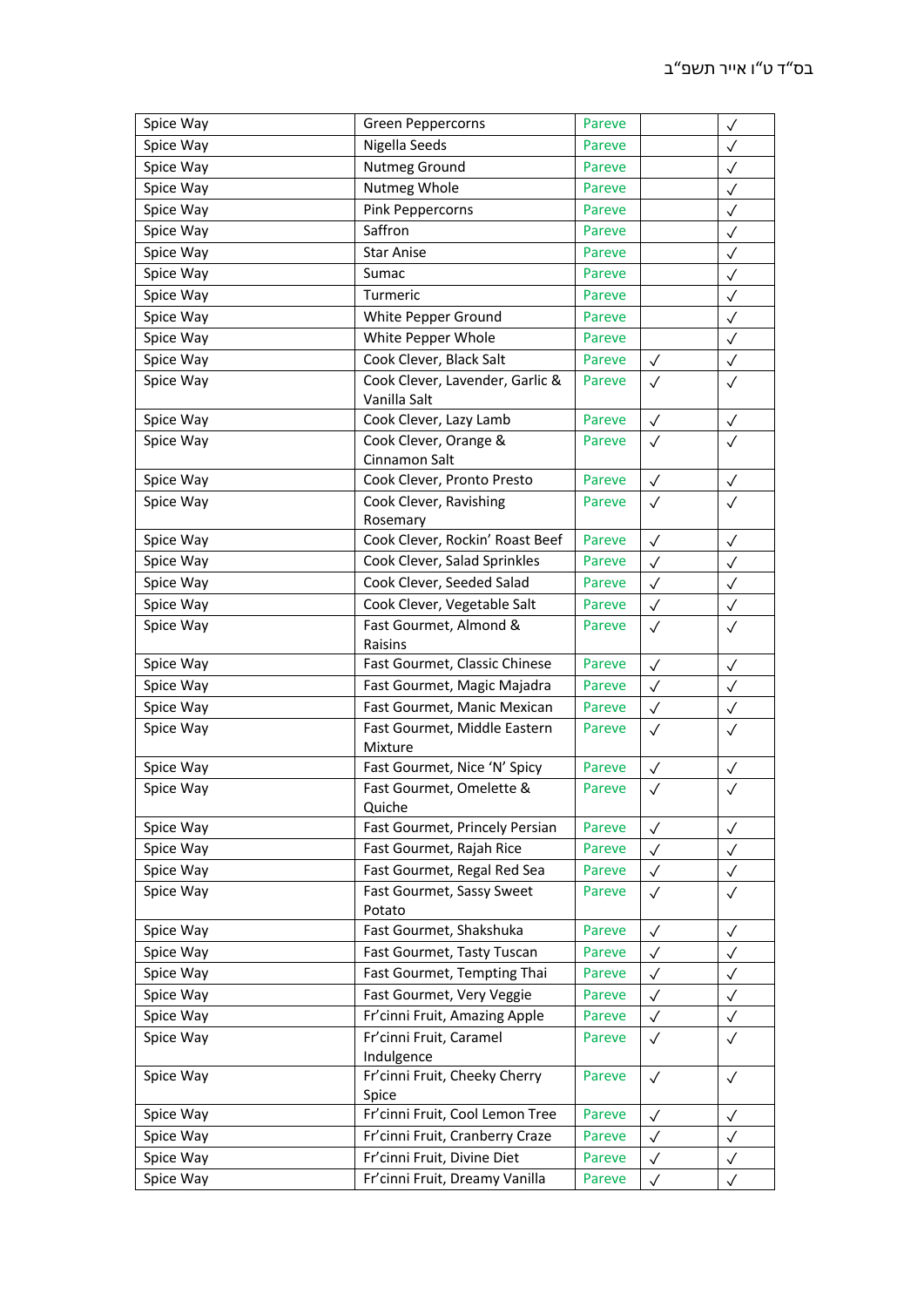| | | | | |
|---|---|---|---|---|
| Spice Way | Green Peppercorns | Pareve | | ✓ |
| Spice Way | Nigella Seeds | Pareve | | ✓ |
| Spice Way | Nutmeg Ground | Pareve | | ✓ |
| Spice Way | Nutmeg Whole | Pareve | | ✓ |
| Spice Way | Pink Peppercorns | Pareve | | ✓ |
| Spice Way | Saffron | Pareve | | ✓ |
| Spice Way | Star Anise | Pareve | | ✓ |
| Spice Way | Sumac | Pareve | | ✓ |
| Spice Way | Turmeric | Pareve | | ✓ |
| Spice Way | White Pepper Ground | Pareve | | ✓ |
| Spice Way | White Pepper Whole | Pareve | | ✓ |
| Spice Way | Cook Clever, Black Salt | Pareve | ✓ | ✓ |
| Spice Way | Cook Clever, Lavender, Garlic & Vanilla Salt | Pareve | ✓ | ✓ |
| Spice Way | Cook Clever, Lazy Lamb | Pareve | ✓ | ✓ |
| Spice Way | Cook Clever, Orange & Cinnamon Salt | Pareve | ✓ | ✓ |
| Spice Way | Cook Clever, Pronto Presto | Pareve | ✓ | ✓ |
| Spice Way | Cook Clever, Ravishing Rosemary | Pareve | ✓ | ✓ |
| Spice Way | Cook Clever, Rockin' Roast Beef | Pareve | ✓ | ✓ |
| Spice Way | Cook Clever, Salad Sprinkles | Pareve | ✓ | ✓ |
| Spice Way | Cook Clever, Seeded Salad | Pareve | ✓ | ✓ |
| Spice Way | Cook Clever, Vegetable Salt | Pareve | ✓ | ✓ |
| Spice Way | Fast Gourmet, Almond & Raisins | Pareve | ✓ | ✓ |
| Spice Way | Fast Gourmet, Classic Chinese | Pareve | ✓ | ✓ |
| Spice Way | Fast Gourmet, Magic Majadra | Pareve | ✓ | ✓ |
| Spice Way | Fast Gourmet, Manic Mexican | Pareve | ✓ | ✓ |
| Spice Way | Fast Gourmet, Middle Eastern Mixture | Pareve | ✓ | ✓ |
| Spice Way | Fast Gourmet, Nice 'N' Spicy | Pareve | ✓ | ✓ |
| Spice Way | Fast Gourmet, Omelette & Quiche | Pareve | ✓ | ✓ |
| Spice Way | Fast Gourmet, Princely Persian | Pareve | ✓ | ✓ |
| Spice Way | Fast Gourmet, Rajah Rice | Pareve | ✓ | ✓ |
| Spice Way | Fast Gourmet, Regal Red Sea | Pareve | ✓ | ✓ |
| Spice Way | Fast Gourmet, Sassy Sweet Potato | Pareve | ✓ | ✓ |
| Spice Way | Fast Gourmet, Shakshuka | Pareve | ✓ | ✓ |
| Spice Way | Fast Gourmet, Tasty Tuscan | Pareve | ✓ | ✓ |
| Spice Way | Fast Gourmet, Tempting Thai | Pareve | ✓ | ✓ |
| Spice Way | Fast Gourmet, Very Veggie | Pareve | ✓ | ✓ |
| Spice Way | Fr'cinni Fruit, Amazing Apple | Pareve | ✓ | ✓ |
| Spice Way | Fr'cinni Fruit, Caramel Indulgence | Pareve | ✓ | ✓ |
| Spice Way | Fr'cinni Fruit, Cheeky Cherry Spice | Pareve | ✓ | ✓ |
| Spice Way | Fr'cinni Fruit, Cool Lemon Tree | Pareve | ✓ | ✓ |
| Spice Way | Fr'cinni Fruit, Cranberry Craze | Pareve | ✓ | ✓ |
| Spice Way | Fr'cinni Fruit, Divine Diet | Pareve | ✓ | ✓ |
| Spice Way | Fr'cinni Fruit, Dreamy Vanilla | Pareve | ✓ | ✓ |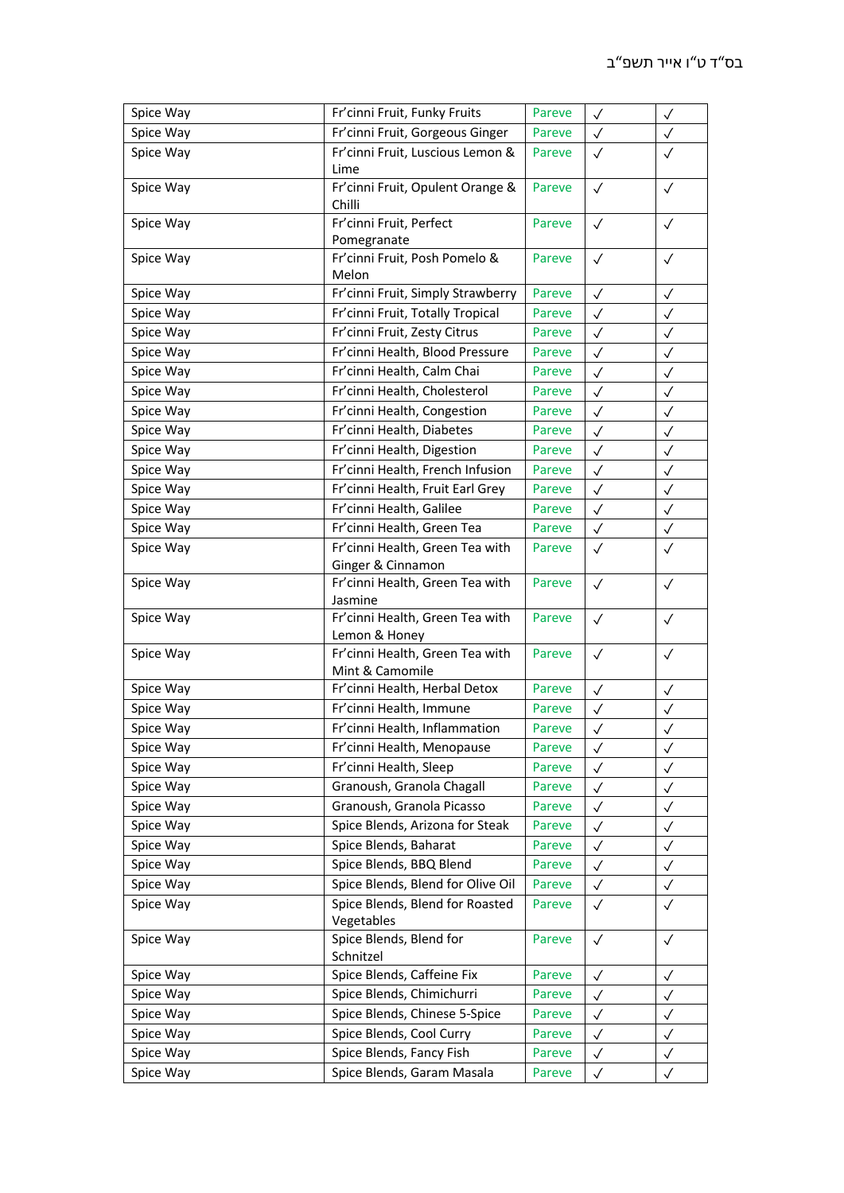| Spice Way | Fr'cinni Fruit, Funky Fruits | Pareve | ✓ | ✓ |
|---|---|---|---|---|
| Spice Way | Fr'cinni Fruit, Gorgeous Ginger | Pareve | ✓ | ✓ |
| Spice Way | Fr'cinni Fruit, Luscious Lemon & Lime | Pareve | ✓ | ✓ |
| Spice Way | Fr'cinni Fruit, Opulent Orange & Chilli | Pareve | ✓ | ✓ |
| Spice Way | Fr'cinni Fruit, Perfect Pomegranate | Pareve | ✓ | ✓ |
| Spice Way | Fr'cinni Fruit, Posh Pomelo & Melon | Pareve | ✓ | ✓ |
| Spice Way | Fr'cinni Fruit, Simply Strawberry | Pareve | ✓ | ✓ |
| Spice Way | Fr'cinni Fruit, Totally Tropical | Pareve | ✓ | ✓ |
| Spice Way | Fr'cinni Fruit, Zesty Citrus | Pareve | ✓ | ✓ |
| Spice Way | Fr'cinni Health, Blood Pressure | Pareve | ✓ | ✓ |
| Spice Way | Fr'cinni Health, Calm Chai | Pareve | ✓ | ✓ |
| Spice Way | Fr'cinni Health, Cholesterol | Pareve | ✓ | ✓ |
| Spice Way | Fr'cinni Health, Congestion | Pareve | ✓ | ✓ |
| Spice Way | Fr'cinni Health, Diabetes | Pareve | ✓ | ✓ |
| Spice Way | Fr'cinni Health, Digestion | Pareve | ✓ | ✓ |
| Spice Way | Fr'cinni Health, French Infusion | Pareve | ✓ | ✓ |
| Spice Way | Fr'cinni Health, Fruit Earl Grey | Pareve | ✓ | ✓ |
| Spice Way | Fr'cinni Health, Galilee | Pareve | ✓ | ✓ |
| Spice Way | Fr'cinni Health, Green Tea | Pareve | ✓ | ✓ |
| Spice Way | Fr'cinni Health, Green Tea with Ginger & Cinnamon | Pareve | ✓ | ✓ |
| Spice Way | Fr'cinni Health, Green Tea with Jasmine | Pareve | ✓ | ✓ |
| Spice Way | Fr'cinni Health, Green Tea with Lemon & Honey | Pareve | ✓ | ✓ |
| Spice Way | Fr'cinni Health, Green Tea with Mint & Camomile | Pareve | ✓ | ✓ |
| Spice Way | Fr'cinni Health, Herbal Detox | Pareve | ✓ | ✓ |
| Spice Way | Fr'cinni Health, Immune | Pareve | ✓ | ✓ |
| Spice Way | Fr'cinni Health, Inflammation | Pareve | ✓ | ✓ |
| Spice Way | Fr'cinni Health, Menopause | Pareve | ✓ | ✓ |
| Spice Way | Fr'cinni Health, Sleep | Pareve | ✓ | ✓ |
| Spice Way | Granoush, Granola Chagall | Pareve | ✓ | ✓ |
| Spice Way | Granoush, Granola Picasso | Pareve | ✓ | ✓ |
| Spice Way | Spice Blends, Arizona for Steak | Pareve | ✓ | ✓ |
| Spice Way | Spice Blends, Baharat | Pareve | ✓ | ✓ |
| Spice Way | Spice Blends, BBQ Blend | Pareve | ✓ | ✓ |
| Spice Way | Spice Blends, Blend for Olive Oil | Pareve | ✓ | ✓ |
| Spice Way | Spice Blends, Blend for Roasted Vegetables | Pareve | ✓ | ✓ |
| Spice Way | Spice Blends, Blend for Schnitzel | Pareve | ✓ | ✓ |
| Spice Way | Spice Blends, Caffeine Fix | Pareve | ✓ | ✓ |
| Spice Way | Spice Blends, Chimichurri | Pareve | ✓ | ✓ |
| Spice Way | Spice Blends, Chinese 5-Spice | Pareve | ✓ | ✓ |
| Spice Way | Spice Blends, Cool Curry | Pareve | ✓ | ✓ |
| Spice Way | Spice Blends, Fancy Fish | Pareve | ✓ | ✓ |
| Spice Way | Spice Blends, Garam Masala | Pareve | ✓ | ✓ |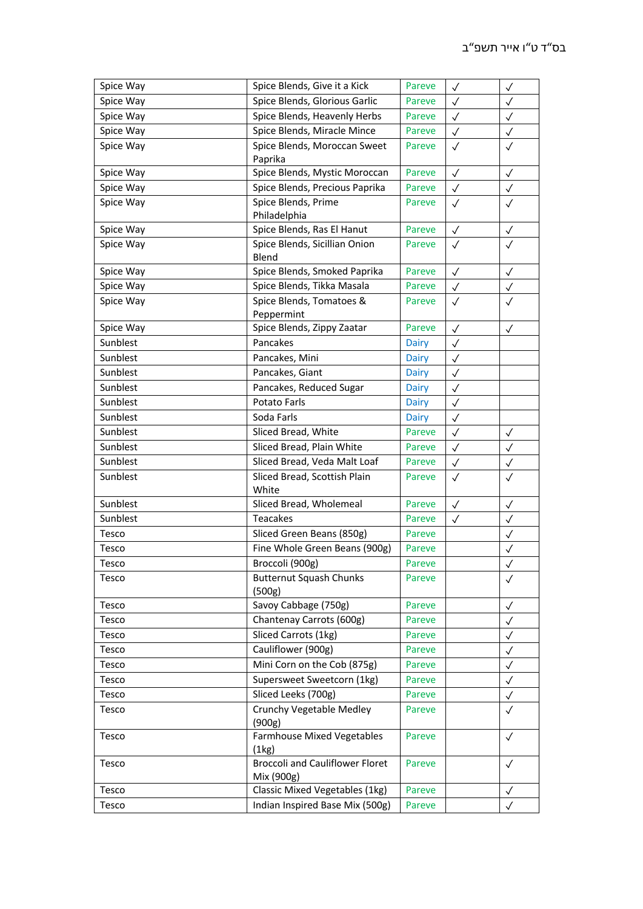בס"ד ט"ו אייר תשפ"ב

| | | | | |
|---|---|---|---|---|
| Spice Way | Spice Blends, Give it a Kick | Pareve | ✓ | ✓ |
| Spice Way | Spice Blends, Glorious Garlic | Pareve | ✓ | ✓ |
| Spice Way | Spice Blends, Heavenly Herbs | Pareve | ✓ | ✓ |
| Spice Way | Spice Blends, Miracle Mince | Pareve | ✓ | ✓ |
| Spice Way | Spice Blends, Moroccan Sweet Paprika | Pareve | ✓ | ✓ |
| Spice Way | Spice Blends, Mystic Moroccan | Pareve | ✓ | ✓ |
| Spice Way | Spice Blends, Precious Paprika | Pareve | ✓ | ✓ |
| Spice Way | Spice Blends, Prime Philadelphia | Pareve | ✓ | ✓ |
| Spice Way | Spice Blends, Ras El Hanut | Pareve | ✓ | ✓ |
| Spice Way | Spice Blends, Sicillian Onion Blend | Pareve | ✓ | ✓ |
| Spice Way | Spice Blends, Smoked Paprika | Pareve | ✓ | ✓ |
| Spice Way | Spice Blends, Tikka Masala | Pareve | ✓ | ✓ |
| Spice Way | Spice Blends, Tomatoes & Peppermint | Pareve | ✓ | ✓ |
| Spice Way | Spice Blends, Zippy Zaatar | Pareve | ✓ | ✓ |
| Sunblest | Pancakes | Dairy | ✓ | |
| Sunblest | Pancakes, Mini | Dairy | ✓ | |
| Sunblest | Pancakes, Giant | Dairy | ✓ | |
| Sunblest | Pancakes, Reduced Sugar | Dairy | ✓ | |
| Sunblest | Potato Farls | Dairy | ✓ | |
| Sunblest | Soda Farls | Dairy | ✓ | |
| Sunblest | Sliced Bread, White | Pareve | ✓ | ✓ |
| Sunblest | Sliced Bread, Plain White | Pareve | ✓ | ✓ |
| Sunblest | Sliced Bread, Veda Malt Loaf | Pareve | ✓ | ✓ |
| Sunblest | Sliced Bread, Scottish Plain White | Pareve | ✓ | ✓ |
| Sunblest | Sliced Bread, Wholemeal | Pareve | ✓ | ✓ |
| Sunblest | Teacakes | Pareve | ✓ | ✓ |
| Tesco | Sliced Green Beans (850g) | Pareve | | ✓ |
| Tesco | Fine Whole Green Beans (900g) | Pareve | | ✓ |
| Tesco | Broccoli (900g) | Pareve | | ✓ |
| Tesco | Butternut Squash Chunks (500g) | Pareve | | ✓ |
| Tesco | Savoy Cabbage (750g) | Pareve | | ✓ |
| Tesco | Chantenay Carrots (600g) | Pareve | | ✓ |
| Tesco | Sliced Carrots (1kg) | Pareve | | ✓ |
| Tesco | Cauliflower (900g) | Pareve | | ✓ |
| Tesco | Mini Corn on the Cob (875g) | Pareve | | ✓ |
| Tesco | Supersweet Sweetcorn (1kg) | Pareve | | ✓ |
| Tesco | Sliced Leeks (700g) | Pareve | | ✓ |
| Tesco | Crunchy Vegetable Medley (900g) | Pareve | | ✓ |
| Tesco | Farmhouse Mixed Vegetables (1kg) | Pareve | | ✓ |
| Tesco | Broccoli and Cauliflower Floret Mix (900g) | Pareve | | ✓ |
| Tesco | Classic Mixed Vegetables (1kg) | Pareve | | ✓ |
| Tesco | Indian Inspired Base Mix (500g) | Pareve | | ✓ |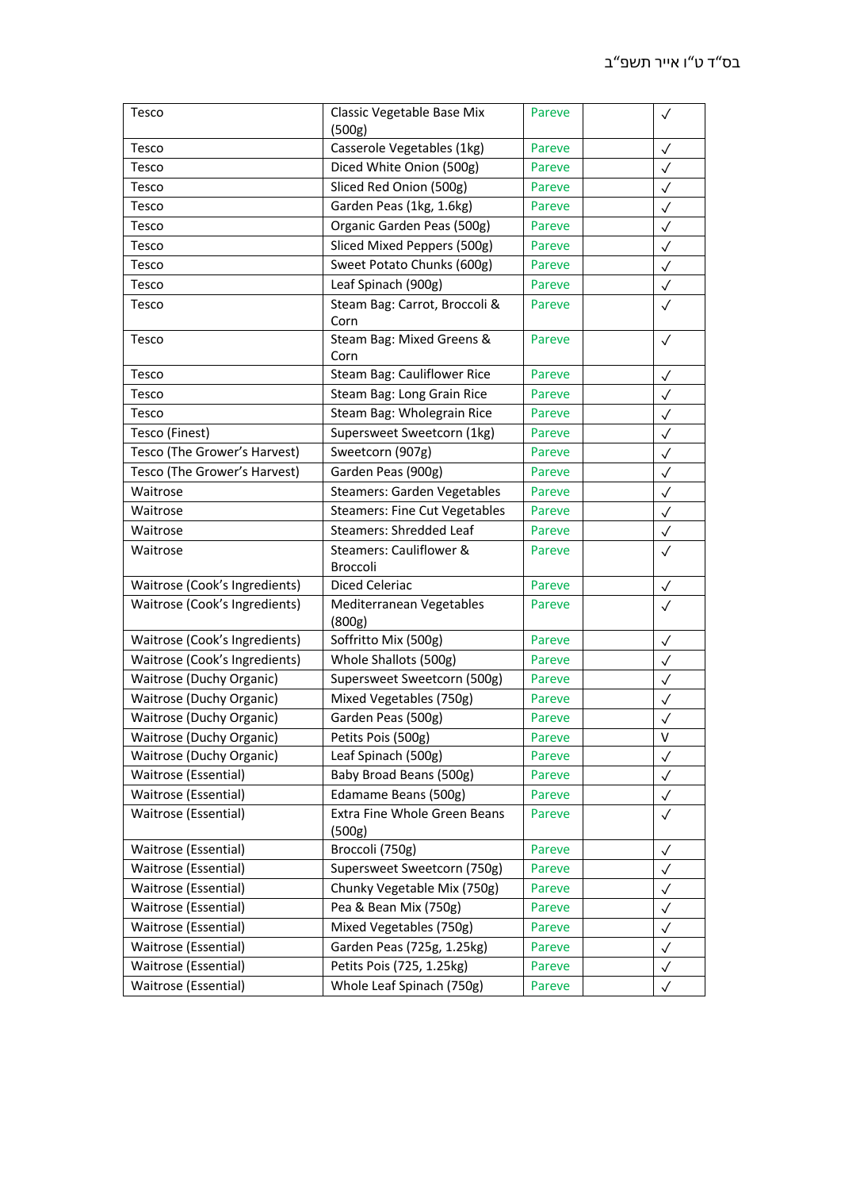בס"ד ט"ו אייר תשפ"ב

| | | | | |
|---|---|---|---|---|
| Tesco | Classic Vegetable Base Mix (500g) | Pareve | | ✓ |
| Tesco | Casserole Vegetables (1kg) | Pareve | | ✓ |
| Tesco | Diced White Onion (500g) | Pareve | | ✓ |
| Tesco | Sliced Red Onion (500g) | Pareve | | ✓ |
| Tesco | Garden Peas (1kg, 1.6kg) | Pareve | | ✓ |
| Tesco | Organic Garden Peas (500g) | Pareve | | ✓ |
| Tesco | Sliced Mixed Peppers (500g) | Pareve | | ✓ |
| Tesco | Sweet Potato Chunks (600g) | Pareve | | ✓ |
| Tesco | Leaf Spinach (900g) | Pareve | | ✓ |
| Tesco | Steam Bag: Carrot, Broccoli & Corn | Pareve | | ✓ |
| Tesco | Steam Bag: Mixed Greens & Corn | Pareve | | ✓ |
| Tesco | Steam Bag: Cauliflower Rice | Pareve | | ✓ |
| Tesco | Steam Bag: Long Grain Rice | Pareve | | ✓ |
| Tesco | Steam Bag: Wholegrain Rice | Pareve | | ✓ |
| Tesco (Finest) | Supersweet Sweetcorn (1kg) | Pareve | | ✓ |
| Tesco (The Grower's Harvest) | Sweetcorn (907g) | Pareve | | ✓ |
| Tesco (The Grower's Harvest) | Garden Peas (900g) | Pareve | | ✓ |
| Waitrose | Steamers: Garden Vegetables | Pareve | | ✓ |
| Waitrose | Steamers: Fine Cut Vegetables | Pareve | | ✓ |
| Waitrose | Steamers: Shredded Leaf | Pareve | | ✓ |
| Waitrose | Steamers: Cauliflower & Broccoli | Pareve | | ✓ |
| Waitrose (Cook's Ingredients) | Diced Celeriac | Pareve | | ✓ |
| Waitrose (Cook's Ingredients) | Mediterranean Vegetables (800g) | Pareve | | ✓ |
| Waitrose (Cook's Ingredients) | Soffritto Mix (500g) | Pareve | | ✓ |
| Waitrose (Cook's Ingredients) | Whole Shallots (500g) | Pareve | | ✓ |
| Waitrose (Duchy Organic) | Supersweet Sweetcorn (500g) | Pareve | | ✓ |
| Waitrose (Duchy Organic) | Mixed Vegetables (750g) | Pareve | | ✓ |
| Waitrose (Duchy Organic) | Garden Peas (500g) | Pareve | | ✓ |
| Waitrose (Duchy Organic) | Petits Pois (500g) | Pareve | | V |
| Waitrose (Duchy Organic) | Leaf Spinach (500g) | Pareve | | ✓ |
| Waitrose (Essential) | Baby Broad Beans (500g) | Pareve | | ✓ |
| Waitrose (Essential) | Edamame Beans (500g) | Pareve | | ✓ |
| Waitrose (Essential) | Extra Fine Whole Green Beans (500g) | Pareve | | ✓ |
| Waitrose (Essential) | Broccoli (750g) | Pareve | | ✓ |
| Waitrose (Essential) | Supersweet Sweetcorn (750g) | Pareve | | ✓ |
| Waitrose (Essential) | Chunky Vegetable Mix (750g) | Pareve | | ✓ |
| Waitrose (Essential) | Pea & Bean Mix (750g) | Pareve | | ✓ |
| Waitrose (Essential) | Mixed Vegetables (750g) | Pareve | | ✓ |
| Waitrose (Essential) | Garden Peas (725g, 1.25kg) | Pareve | | ✓ |
| Waitrose (Essential) | Petits Pois (725, 1.25kg) | Pareve | | ✓ |
| Waitrose (Essential) | Whole Leaf Spinach (750g) | Pareve | | ✓ |